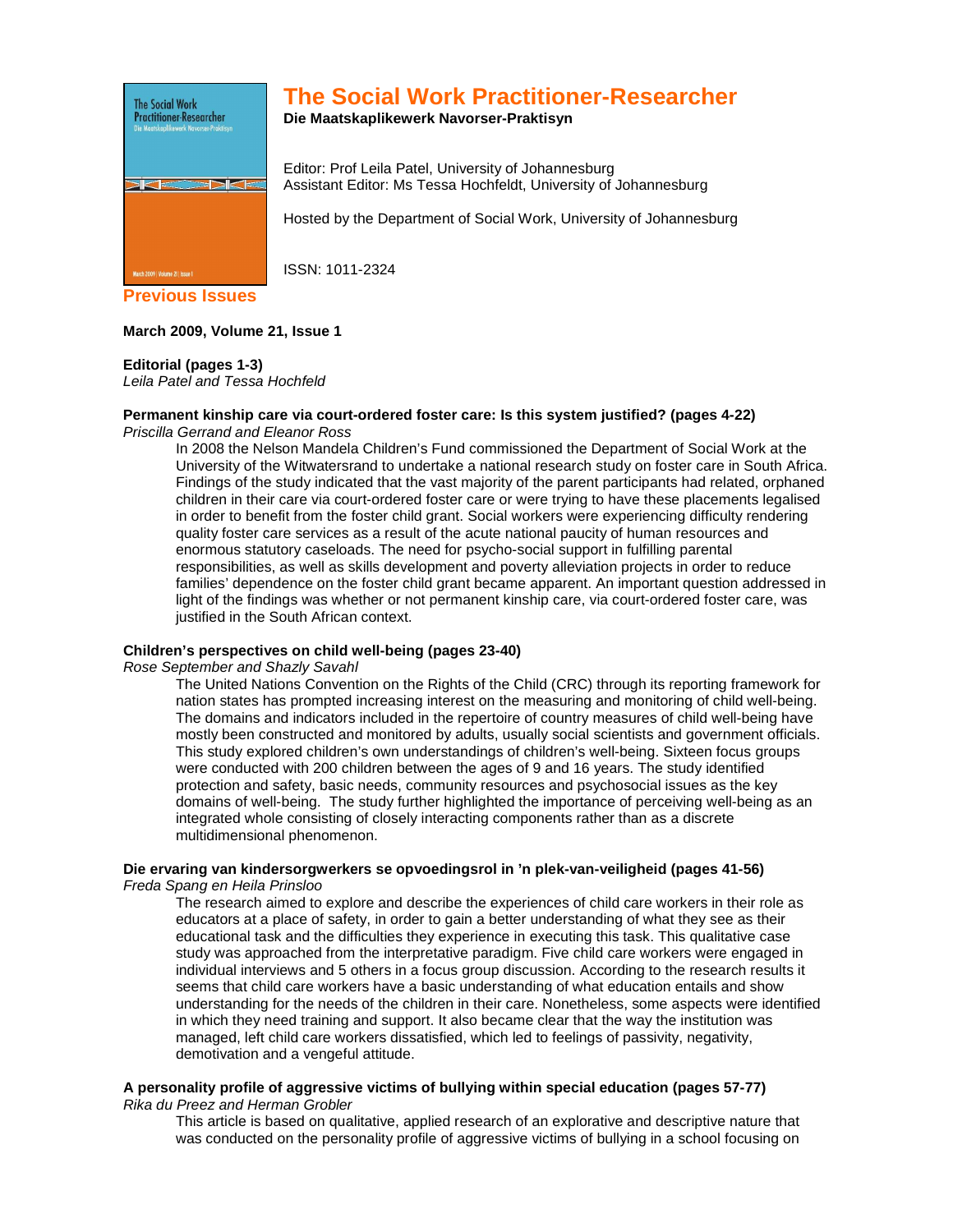# The Social Work Practitioner-Researcher

**Die Maatskaplikewerk Navorser-Praktisyn**

Editor: Prof Leila Patel, University of Johannesburg
Assistant Editor: Ms Tessa Hochfeldt, University of Johannesburg

Hosted by the Department of Social Work, University of Johannesburg

ISSN: 1011-2324

## Previous Issues

**March 2009, Volume 21, Issue 1**

**Editorial (pages 1-3)**
*Leila Patel and Tessa Hochfeld*

**Permanent kinship care via court-ordered foster care: Is this system justified? (pages 4-22)**
*Priscilla Gerrand and Eleanor Ross*

In 2008 the Nelson Mandela Children's Fund commissioned the Department of Social Work at the University of the Witwatersrand to undertake a national research study on foster care in South Africa. Findings of the study indicated that the vast majority of the parent participants had related, orphaned children in their care via court-ordered foster care or were trying to have these placements legalised in order to benefit from the foster child grant. Social workers were experiencing difficulty rendering quality foster care services as a result of the acute national paucity of human resources and enormous statutory caseloads. The need for psycho-social support in fulfilling parental responsibilities, as well as skills development and poverty alleviation projects in order to reduce families' dependence on the foster child grant became apparent. An important question addressed in light of the findings was whether or not permanent kinship care, via court-ordered foster care, was justified in the South African context.

**Children's perspectives on child well-being (pages 23-40)**
*Rose September and Shazly Savahl*

The United Nations Convention on the Rights of the Child (CRC) through its reporting framework for nation states has prompted increasing interest on the measuring and monitoring of child well-being. The domains and indicators included in the repertoire of country measures of child well-being have mostly been constructed and monitored by adults, usually social scientists and government officials. This study explored children's own understandings of children's well-being. Sixteen focus groups were conducted with 200 children between the ages of 9 and 16 years. The study identified protection and safety, basic needs, community resources and psychosocial issues as the key domains of well-being. The study further highlighted the importance of perceiving well-being as an integrated whole consisting of closely interacting components rather than as a discrete multidimensional phenomenon.

**Die ervaring van kindersorgwerkers se opvoedingsrol in 'n plek-van-veiligheid (pages 41-56)**
*Freda Spang en Heila Prinsloo*

The research aimed to explore and describe the experiences of child care workers in their role as educators at a place of safety, in order to gain a better understanding of what they see as their educational task and the difficulties they experience in executing this task. This qualitative case study was approached from the interpretative paradigm. Five child care workers were engaged in individual interviews and 5 others in a focus group discussion. According to the research results it seems that child care workers have a basic understanding of what education entails and show understanding for the needs of the children in their care. Nonetheless, some aspects were identified in which they need training and support. It also became clear that the way the institution was managed, left child care workers dissatisfied, which led to feelings of passivity, negativity, demotivation and a vengeful attitude.

**A personality profile of aggressive victims of bullying within special education (pages 57-77)**
*Rika du Preez and Herman Grobler*

This article is based on qualitative, applied research of an explorative and descriptive nature that was conducted on the personality profile of aggressive victims of bullying in a school focusing on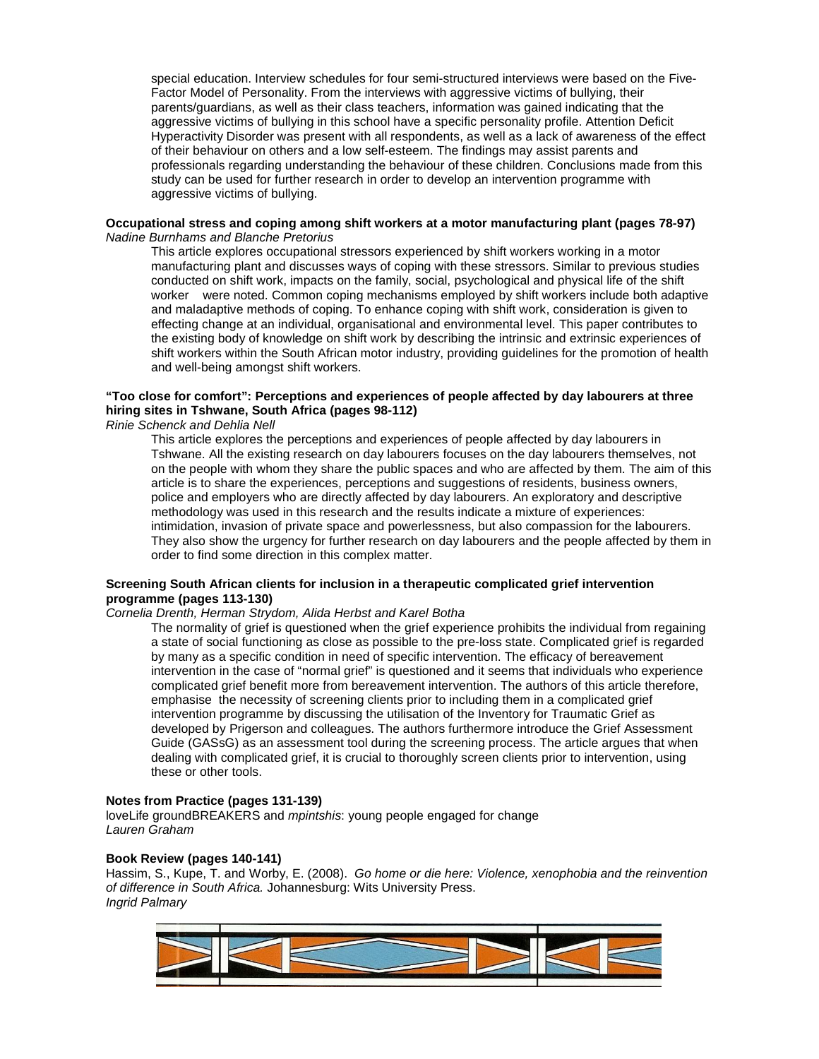special education. Interview schedules for four semi-structured interviews were based on the Five-Factor Model of Personality. From the interviews with aggressive victims of bullying, their parents/guardians, as well as their class teachers, information was gained indicating that the aggressive victims of bullying in this school have a specific personality profile. Attention Deficit Hyperactivity Disorder was present with all respondents, as well as a lack of awareness of the effect of their behaviour on others and a low self-esteem. The findings may assist parents and professionals regarding understanding the behaviour of these children. Conclusions made from this study can be used for further research in order to develop an intervention programme with aggressive victims of bullying.

**Occupational stress and coping among shift workers at a motor manufacturing plant (pages 78-97)**
*Nadine Burnhams and Blanche Pretorius*

This article explores occupational stressors experienced by shift workers working in a motor manufacturing plant and discusses ways of coping with these stressors. Similar to previous studies conducted on shift work, impacts on the family, social, psychological and physical life of the shift worker were noted. Common coping mechanisms employed by shift workers include both adaptive and maladaptive methods of coping. To enhance coping with shift work, consideration is given to effecting change at an individual, organisational and environmental level. This paper contributes to the existing body of knowledge on shift work by describing the intrinsic and extrinsic experiences of shift workers within the South African motor industry, providing guidelines for the promotion of health and well-being amongst shift workers.

**"Too close for comfort": Perceptions and experiences of people affected by day labourers at three hiring sites in Tshwane, South Africa (pages 98-112)**
*Rinie Schenck and Dehlia Nell*

This article explores the perceptions and experiences of people affected by day labourers in Tshwane. All the existing research on day labourers focuses on the day labourers themselves, not on the people with whom they share the public spaces and who are affected by them. The aim of this article is to share the experiences, perceptions and suggestions of residents, business owners, police and employers who are directly affected by day labourers. An exploratory and descriptive methodology was used in this research and the results indicate a mixture of experiences: intimidation, invasion of private space and powerlessness, but also compassion for the labourers. They also show the urgency for further research on day labourers and the people affected by them in order to find some direction in this complex matter.

**Screening South African clients for inclusion in a therapeutic complicated grief intervention programme (pages 113-130)**
*Cornelia Drenth, Herman Strydom, Alida Herbst and Karel Botha*

The normality of grief is questioned when the grief experience prohibits the individual from regaining a state of social functioning as close as possible to the pre-loss state. Complicated grief is regarded by many as a specific condition in need of specific intervention. The efficacy of bereavement intervention in the case of "normal grief" is questioned and it seems that individuals who experience complicated grief benefit more from bereavement intervention. The authors of this article therefore, emphasise the necessity of screening clients prior to including them in a complicated grief intervention programme by discussing the utilisation of the Inventory for Traumatic Grief as developed by Prigerson and colleagues. The authors furthermore introduce the Grief Assessment Guide (GASsG) as an assessment tool during the screening process. The article argues that when dealing with complicated grief, it is crucial to thoroughly screen clients prior to intervention, using these or other tools.

**Notes from Practice (pages 131-139)**
loveLife groundBREAKERS and *mpintshis*: young people engaged for change
*Lauren Graham*

**Book Review (pages 140-141)**
Hassim, S., Kupe, T. and Worby, E. (2008). *Go home or die here: Violence, xenophobia and the reinvention of difference in South Africa.* Johannesburg: Wits University Press.
*Ingrid Palmary*